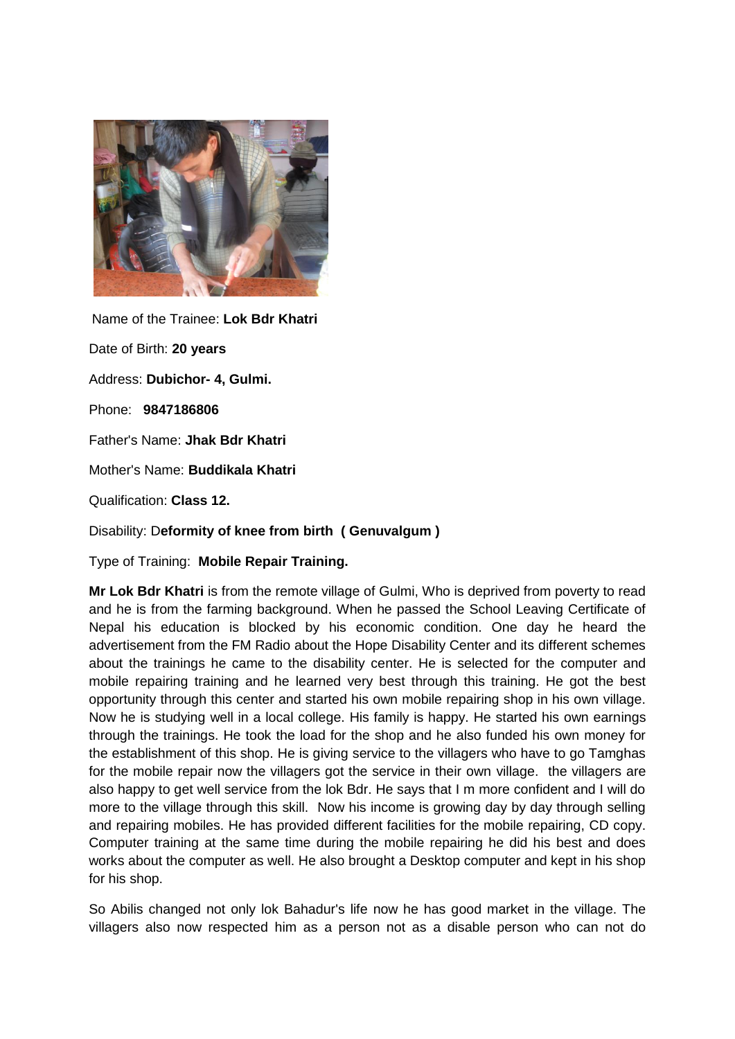Name of the Trainee: **Lok Bdr Khatri**

Date of Birth: **20 years**

Address: **Dubichor- 4, Gulmi.**

Phone: **9847186806**

Father's Name: **Jhak Bdr Khatri**

Mother's Name: **Buddikala Khatri**

Qualification: **Class 12.**

Disability: D**eformity of knee from birth ( Genuvalgum )**

Type of Training: **Mobile Repair Training.**

**Mr Lok Bdr Khatri** is from the remote village of Gulmi, Who is deprived from poverty to read and he is from the farming background. When he passed the School Leaving Certificate of Nepal his education is blocked by his economic condition. One day he heard the advertisement from the FM Radio about the Hope Disability Center and its different schemes about the trainings he came to the disability center. He is selected for the computer and mobile repairing training and he learned very best through this training. He got the best opportunity through this center and started his own mobile repairing shop in his own village. Now he is studying well in a local college. His family is happy. He started his own earnings through the trainings. He took the load for the shop and he also funded his own money for the establishment of this shop. He is giving service to the villagers who have to go Tamghas for the mobile repair now the villagers got the service in their own village. the villagers are also happy to get well service from the lok Bdr. He says that I m more confident and I will do more to the village through this skill. Now his income is growing day by day through selling and repairing mobiles. He has provided different facilities for the mobile repairing, CD copy. Computer training at the same time during the mobile repairing he did his best and does works about the computer as well. He also brought a Desktop computer and kept in his shop for his shop.

So Abilis changed not only lok Bahadur's life now he has good market in the village. The villagers also now respected him as a person not as a disable person who can not do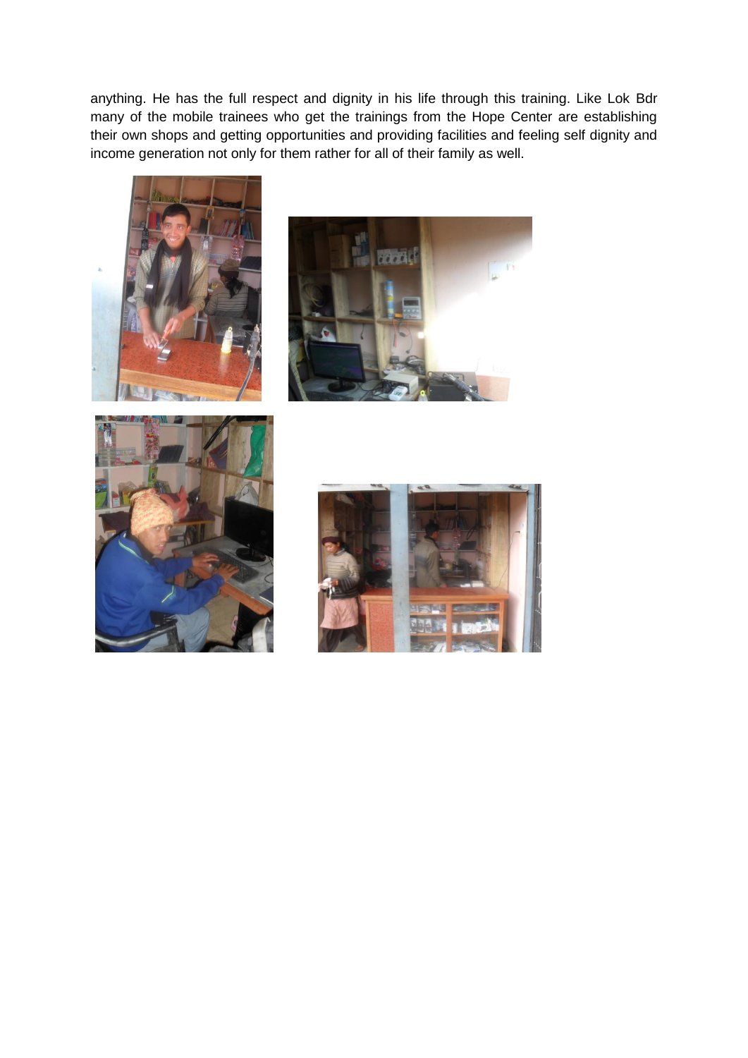anything. He has the full respect and dignity in his life through this training. Like Lok Bdr many of the mobile trainees who get the trainings from the Hope Center are establishing their own shops and getting opportunities and providing facilities and feeling self dignity and income generation not only for them rather for all of their family as well.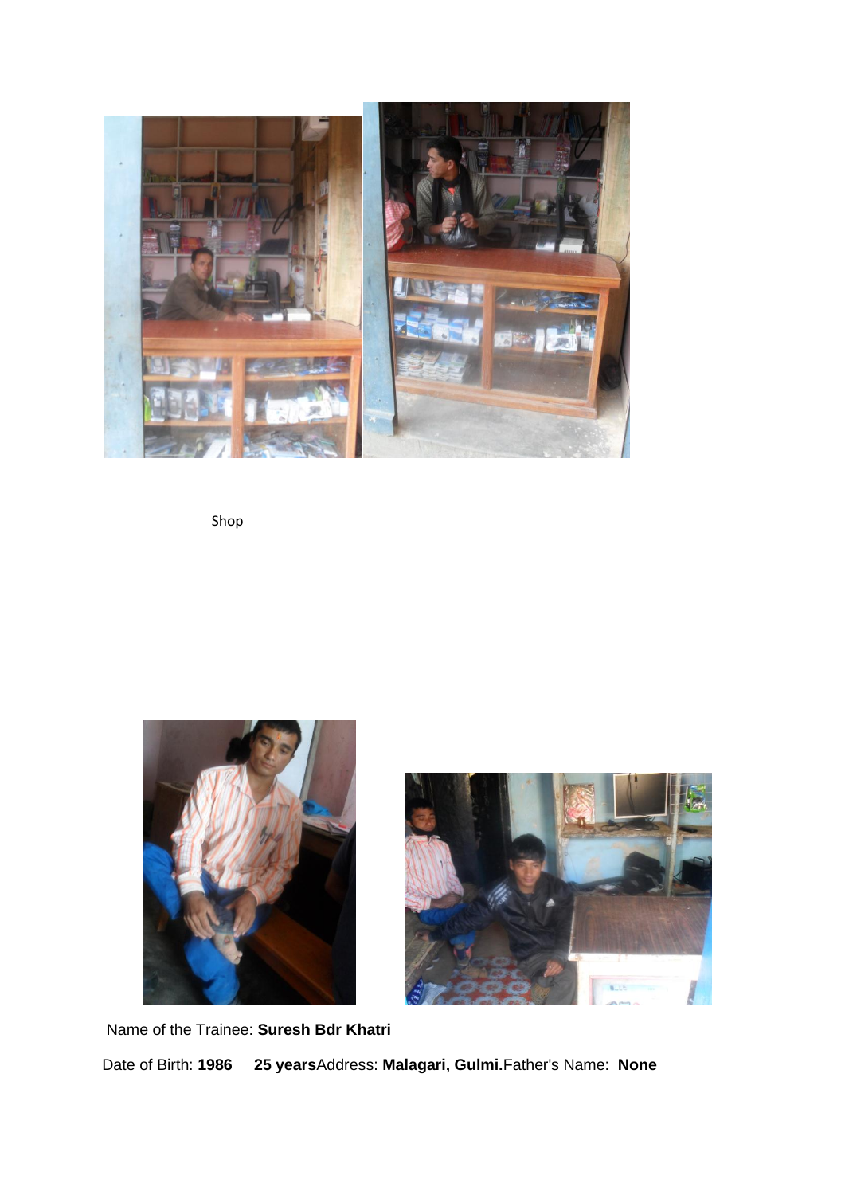Shop

Name of the Trainee: **Suresh Bdr Khatri**

Date of Birth: **1986** **25 years**Address: **Malagari, Gulmi.**Father's Name: **None**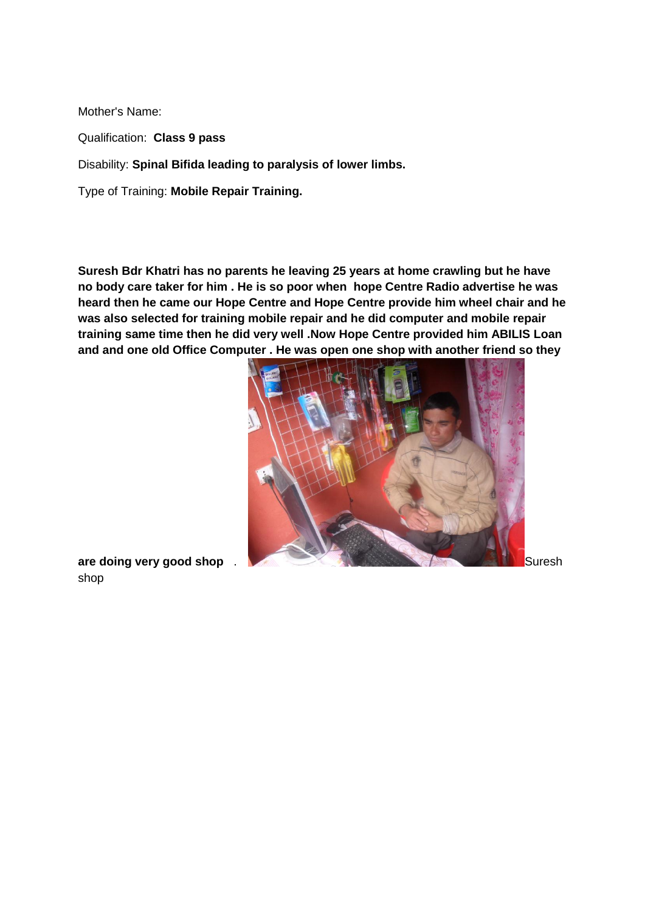Mother's Name:

Qualification: **Class 9 pass**

Disability: **Spinal Bifida leading to paralysis of lower limbs.**

Type of Training: **Mobile Repair Training.**

**Suresh Bdr Khatri has no parents he leaving 25 years at home crawling but he have no body care taker for him . He is so poor when hope Centre Radio advertise he was heard then he came our Hope Centre and Hope Centre provide him wheel chair and he was also selected for training mobile repair and he did computer and mobile repair training same time then he did very well .Now Hope Centre provided him ABILIS Loan and and one old Office Computer . He was open one shop with another friend so they are doing very good shop** .

Suresh shop